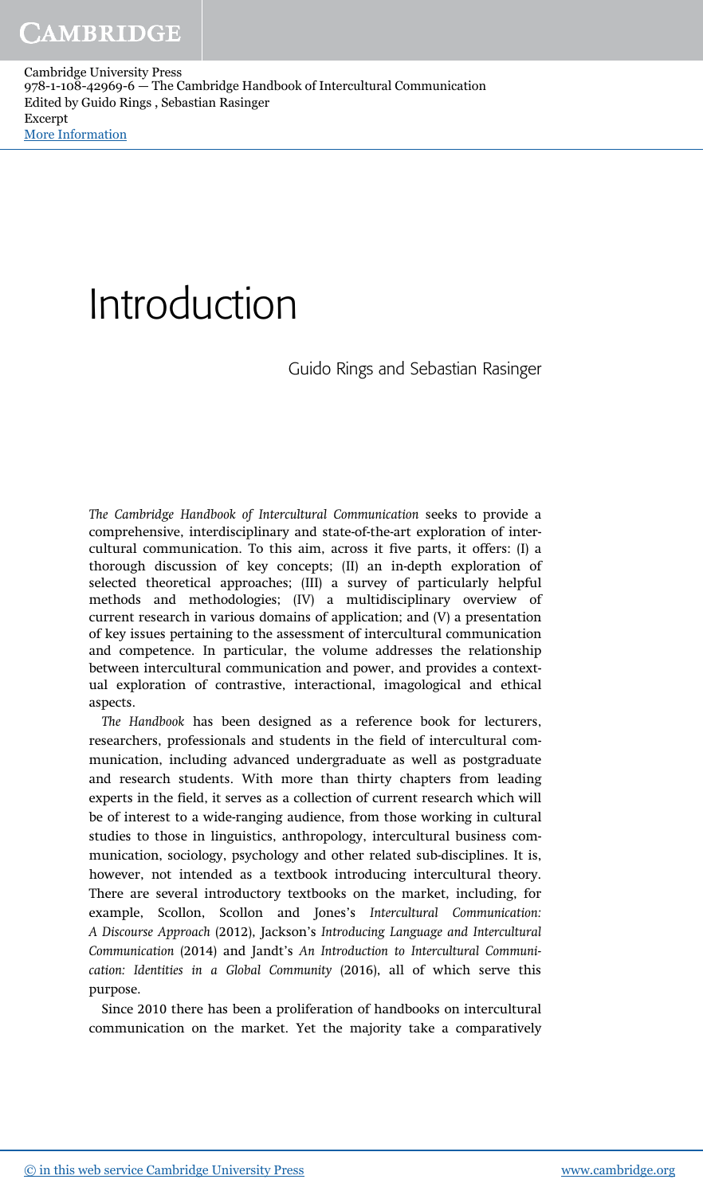# Introduction

Guido Rings and Sebastian Rasinger

*The Cambridge Handbook of Intercultural Communication* seeks to provide a comprehensive, interdisciplinary and state-of-the-art exploration of intercultural communication. To this aim, across it five parts, it offers: (I) a thorough discussion of key concepts; (II) an in-depth exploration of selected theoretical approaches; (III) a survey of particularly helpful methods and methodologies; (IV) a multidisciplinary overview of current research in various domains of application; and (V) a presentation of key issues pertaining to the assessment of intercultural communication and competence. In particular, the volume addresses the relationship between intercultural communication and power, and provides a contextual exploration of contrastive, interactional, imagological and ethical aspects.

*The Handbook* has been designed as a reference book for lecturers, researchers, professionals and students in the field of intercultural communication, including advanced undergraduate as well as postgraduate and research students. With more than thirty chapters from leading experts in the field, it serves as a collection of current research which will be of interest to a wide-ranging audience, from those working in cultural studies to those in linguistics, anthropology, intercultural business communication, sociology, psychology and other related sub-disciplines. It is, however, not intended as a textbook introducing intercultural theory. There are several introductory textbooks on the market, including, for example, Scollon, Scollon and Jones's *Intercultural Communication: A Discourse Approach* (2012), Jackson's *Introducing Language and Intercultural Communication* (2014) and Jandt's *An Introduction to Intercultural Communication: Identities in a Global Community* (2016), all of which serve this purpose.

Since 2010 there has been a proliferation of handbooks on intercultural communication on the market. Yet the majority take a comparatively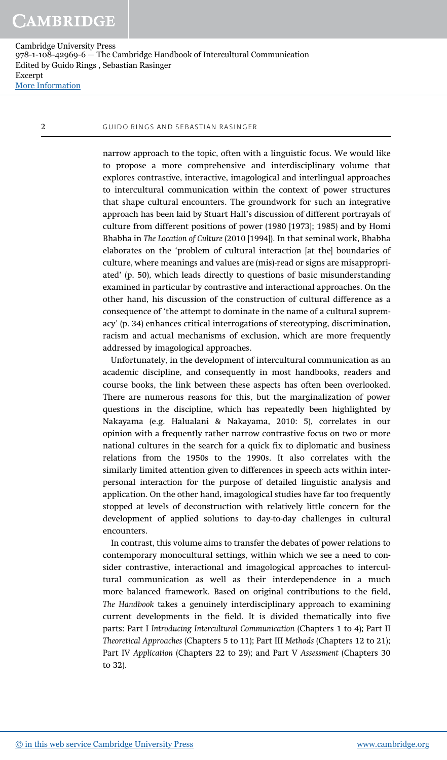narrow approach to the topic, often with a linguistic focus. We would like to propose a more comprehensive and interdisciplinary volume that explores contrastive, interactive, imagological and interlingual approaches to intercultural communication within the context of power structures that shape cultural encounters. The groundwork for such an integrative approach has been laid by Stuart Hall's discussion of different portrayals of culture from different positions of power (1980 [1973]; 1985) and by Homi Bhabha in *The Location of Culture* (2010 [1994]). In that seminal work, Bhabha elaborates on the 'problem of cultural interaction [at the] boundaries of culture, where meanings and values are (mis)-read or signs are misappropriated' (p. 50), which leads directly to questions of basic misunderstanding examined in particular by contrastive and interactional approaches. On the other hand, his discussion of the construction of cultural difference as a consequence of 'the attempt to dominate in the name of a cultural supremacy' (p. 34) enhances critical interrogations of stereotyping, discrimination, racism and actual mechanisms of exclusion, which are more frequently addressed by imagological approaches.

Unfortunately, in the development of intercultural communication as an academic discipline, and consequently in most handbooks, readers and course books, the link between these aspects has often been overlooked. There are numerous reasons for this, but the marginalization of power questions in the discipline, which has repeatedly been highlighted by Nakayama (e.g. Halualani & Nakayama, 2010: 5), correlates in our opinion with a frequently rather narrow contrastive focus on two or more national cultures in the search for a quick fix to diplomatic and business relations from the 1950s to the 1990s. It also correlates with the similarly limited attention given to differences in speech acts within interpersonal interaction for the purpose of detailed linguistic analysis and application. On the other hand, imagological studies have far too frequently stopped at levels of deconstruction with relatively little concern for the development of applied solutions to day-to-day challenges in cultural encounters.

In contrast, this volume aims to transfer the debates of power relations to contemporary monocultural settings, within which we see a need to consider contrastive, interactional and imagological approaches to intercultural communication as well as their interdependence in a much more balanced framework. Based on original contributions to the field, *The Handbook* takes a genuinely interdisciplinary approach to examining current developments in the field. It is divided thematically into five parts: Part I *Introducing Intercultural Communication* (Chapters 1 to 4); Part II *Theoretical Approaches* (Chapters 5 to 11); Part III *Methods* (Chapters 12 to 21); Part IV *Application* (Chapters 22 to 29); and Part V *Assessment* (Chapters 30 to 32).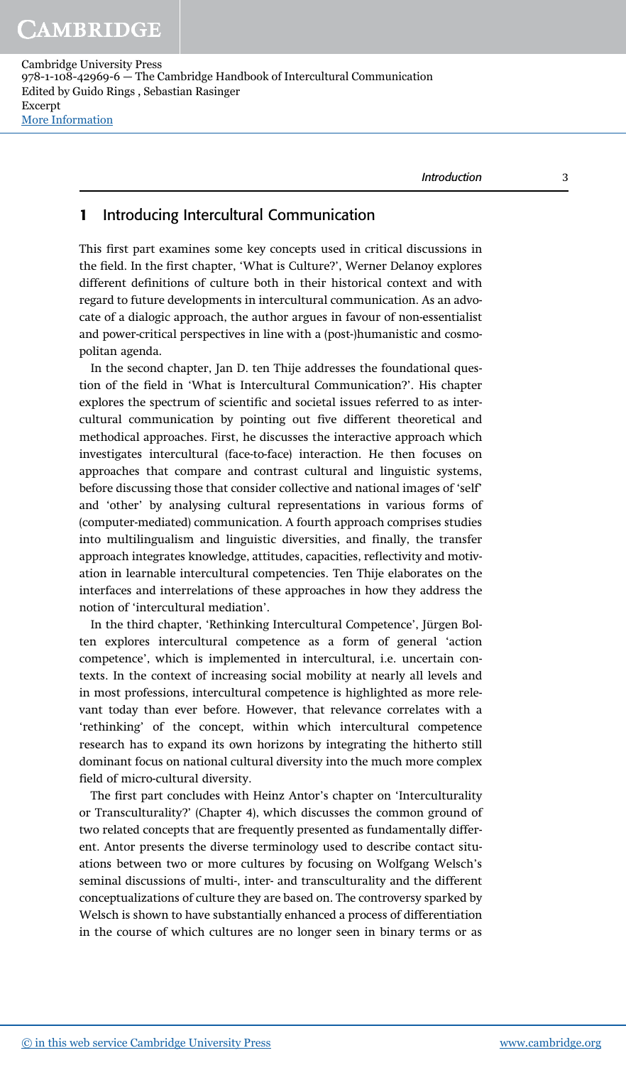## 1 Introducing Intercultural Communication

This first part examines some key concepts used in critical discussions in the field. In the first chapter, 'What is Culture?', Werner Delanoy explores different definitions of culture both in their historical context and with regard to future developments in intercultural communication. As an advocate of a dialogic approach, the author argues in favour of non-essentialist and power-critical perspectives in line with a (post-)humanistic and cosmopolitan agenda.

In the second chapter, Jan D. ten Thije addresses the foundational question of the field in 'What is Intercultural Communication?'. His chapter explores the spectrum of scientific and societal issues referred to as intercultural communication by pointing out five different theoretical and methodical approaches. First, he discusses the interactive approach which investigates intercultural (face-to-face) interaction. He then focuses on approaches that compare and contrast cultural and linguistic systems, before discussing those that consider collective and national images of 'self' and 'other' by analysing cultural representations in various forms of (computer-mediated) communication. A fourth approach comprises studies into multilingualism and linguistic diversities, and finally, the transfer approach integrates knowledge, attitudes, capacities, reflectivity and motivation in learnable intercultural competencies. Ten Thije elaborates on the interfaces and interrelations of these approaches in how they address the notion of 'intercultural mediation'.

In the third chapter, 'Rethinking Intercultural Competence', Jürgen Bolten explores intercultural competence as a form of general 'action competence', which is implemented in intercultural, i.e. uncertain contexts. In the context of increasing social mobility at nearly all levels and in most professions, intercultural competence is highlighted as more relevant today than ever before. However, that relevance correlates with a 'rethinking' of the concept, within which intercultural competence research has to expand its own horizons by integrating the hitherto still dominant focus on national cultural diversity into the much more complex field of micro-cultural diversity.

The first part concludes with Heinz Antor's chapter on 'Interculturality or Transculturality?' (Chapter 4), which discusses the common ground of two related concepts that are frequently presented as fundamentally different. Antor presents the diverse terminology used to describe contact situations between two or more cultures by focusing on Wolfgang Welsch's seminal discussions of multi-, inter- and transculturality and the different conceptualizations of culture they are based on. The controversy sparked by Welsch is shown to have substantially enhanced a process of differentiation in the course of which cultures are no longer seen in binary terms or as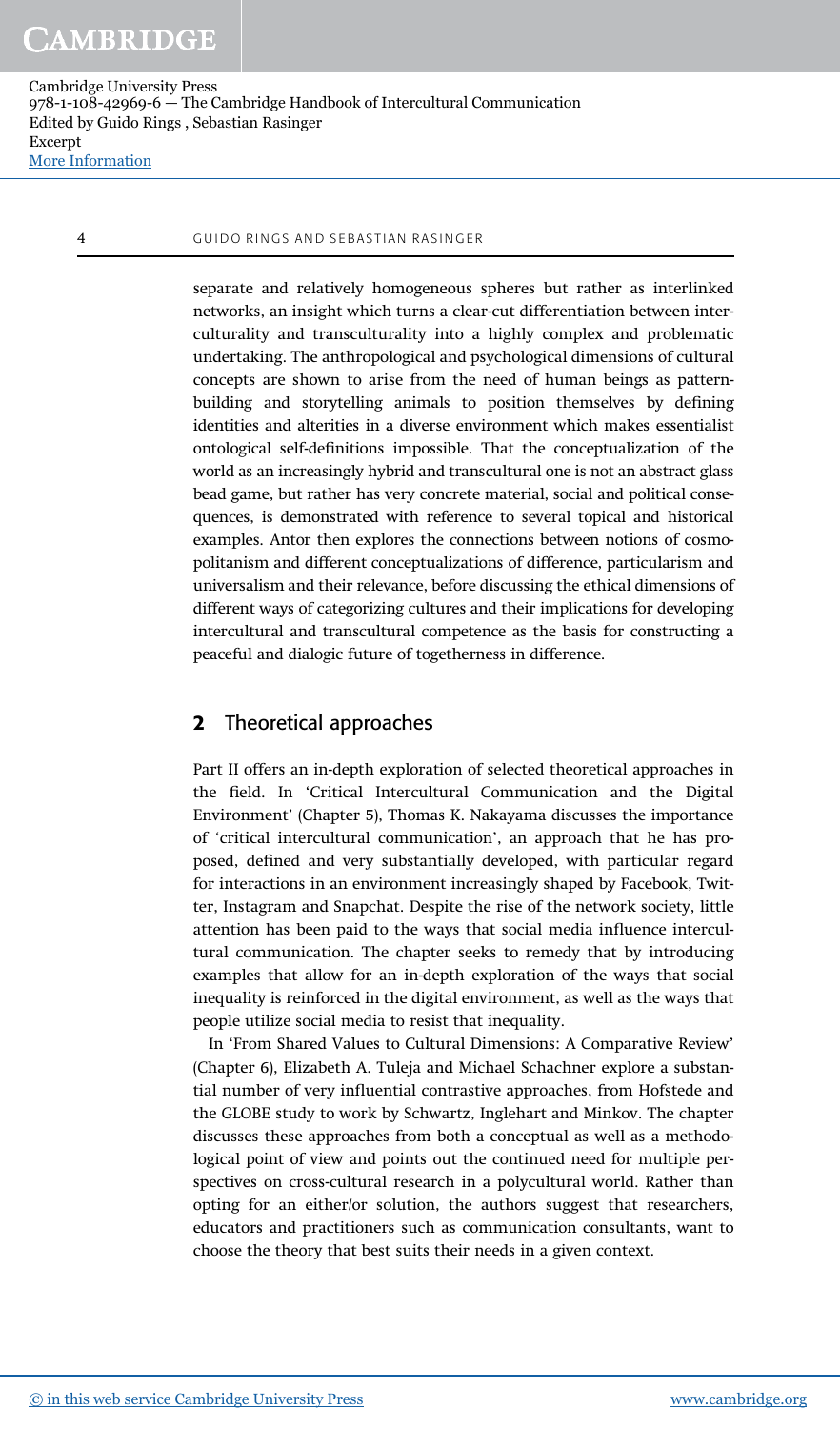separate and relatively homogeneous spheres but rather as interlinked networks, an insight which turns a clear-cut differentiation between interculturality and transculturality into a highly complex and problematic undertaking. The anthropological and psychological dimensions of cultural concepts are shown to arise from the need of human beings as pattern-building and storytelling animals to position themselves by defining identities and alterities in a diverse environment which makes essentialist ontological self-definitions impossible. That the conceptualization of the world as an increasingly hybrid and transcultural one is not an abstract glass bead game, but rather has very concrete material, social and political consequences, is demonstrated with reference to several topical and historical examples. Antor then explores the connections between notions of cosmopolitanism and different conceptualizations of difference, particularism and universalism and their relevance, before discussing the ethical dimensions of different ways of categorizing cultures and their implications for developing intercultural and transcultural competence as the basis for constructing a peaceful and dialogic future of togetherness in difference.

## 2 Theoretical approaches

Part II offers an in-depth exploration of selected theoretical approaches in the field. In 'Critical Intercultural Communication and the Digital Environment' (Chapter 5), Thomas K. Nakayama discusses the importance of 'critical intercultural communication', an approach that he has proposed, defined and very substantially developed, with particular regard for interactions in an environment increasingly shaped by Facebook, Twitter, Instagram and Snapchat. Despite the rise of the network society, little attention has been paid to the ways that social media influence intercultural communication. The chapter seeks to remedy that by introducing examples that allow for an in-depth exploration of the ways that social inequality is reinforced in the digital environment, as well as the ways that people utilize social media to resist that inequality.

In 'From Shared Values to Cultural Dimensions: A Comparative Review' (Chapter 6), Elizabeth A. Tuleja and Michael Schachner explore a substantial number of very influential contrastive approaches, from Hofstede and the GLOBE study to work by Schwartz, Inglehart and Minkov. The chapter discusses these approaches from both a conceptual as well as a methodological point of view and points out the continued need for multiple perspectives on cross-cultural research in a polycultural world. Rather than opting for an either/or solution, the authors suggest that researchers, educators and practitioners such as communication consultants, want to choose the theory that best suits their needs in a given context.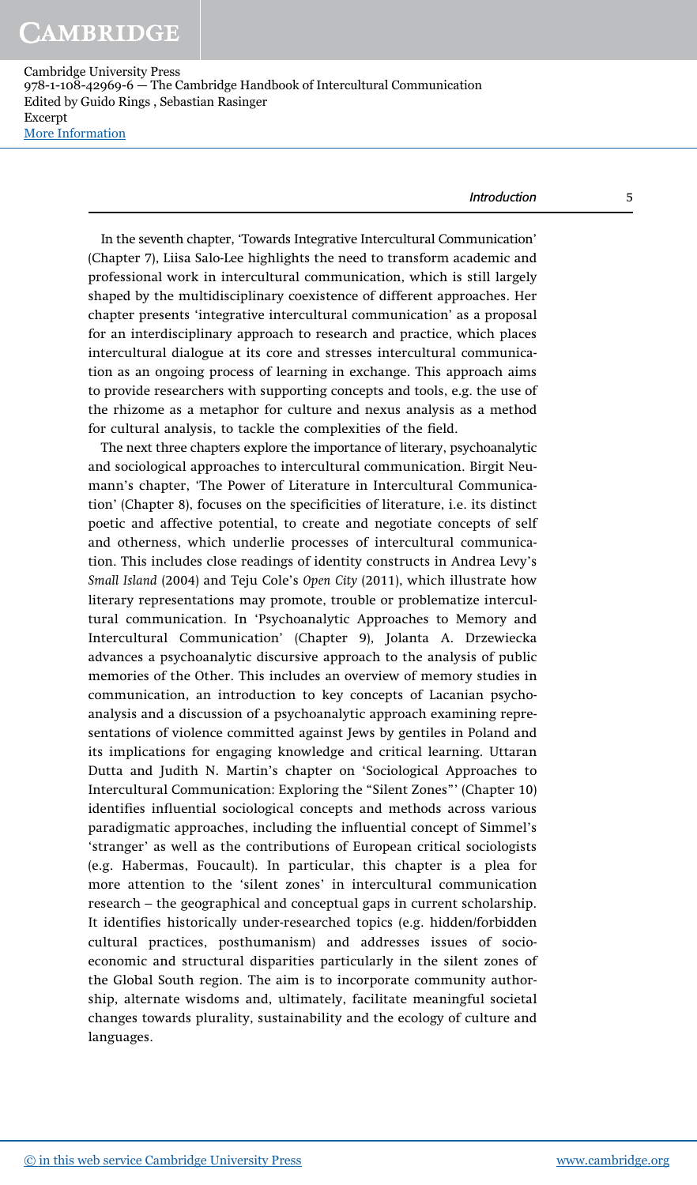In the seventh chapter, 'Towards Integrative Intercultural Communication' (Chapter 7), Liisa Salo-Lee highlights the need to transform academic and professional work in intercultural communication, which is still largely shaped by the multidisciplinary coexistence of different approaches. Her chapter presents 'integrative intercultural communication' as a proposal for an interdisciplinary approach to research and practice, which places intercultural dialogue at its core and stresses intercultural communication as an ongoing process of learning in exchange. This approach aims to provide researchers with supporting concepts and tools, e.g. the use of the rhizome as a metaphor for culture and nexus analysis as a method for cultural analysis, to tackle the complexities of the field.

The next three chapters explore the importance of literary, psychoanalytic and sociological approaches to intercultural communication. Birgit Neumann's chapter, 'The Power of Literature in Intercultural Communication' (Chapter 8), focuses on the specificities of literature, i.e. its distinct poetic and affective potential, to create and negotiate concepts of self and otherness, which underlie processes of intercultural communication. This includes close readings of identity constructs in Andrea Levy's *Small Island* (2004) and Teju Cole's *Open City* (2011), which illustrate how literary representations may promote, trouble or problematize intercultural communication. In 'Psychoanalytic Approaches to Memory and Intercultural Communication' (Chapter 9), Jolanta A. Drzewiecka advances a psychoanalytic discursive approach to the analysis of public memories of the Other. This includes an overview of memory studies in communication, an introduction to key concepts of Lacanian psychoanalysis and a discussion of a psychoanalytic approach examining representations of violence committed against Jews by gentiles in Poland and its implications for engaging knowledge and critical learning. Uttaran Dutta and Judith N. Martin's chapter on 'Sociological Approaches to Intercultural Communication: Exploring the "Silent Zones"' (Chapter 10) identifies influential sociological concepts and methods across various paradigmatic approaches, including the influential concept of Simmel's 'stranger' as well as the contributions of European critical sociologists (e.g. Habermas, Foucault). In particular, this chapter is a plea for more attention to the 'silent zones' in intercultural communication research – the geographical and conceptual gaps in current scholarship. It identifies historically under-researched topics (e.g. hidden/forbidden cultural practices, posthumanism) and addresses issues of socio-economic and structural disparities particularly in the silent zones of the Global South region. The aim is to incorporate community authorship, alternate wisdoms and, ultimately, facilitate meaningful societal changes towards plurality, sustainability and the ecology of culture and languages.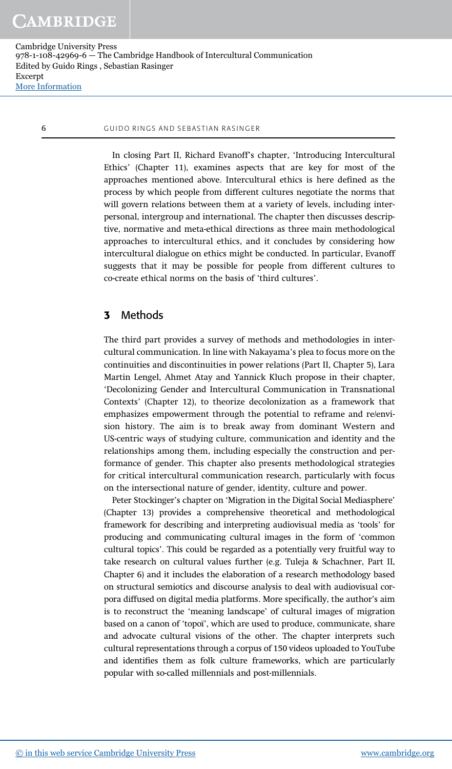In closing Part II, Richard Evanoff's chapter, 'Introducing Intercultural Ethics' (Chapter 11), examines aspects that are key for most of the approaches mentioned above. Intercultural ethics is here defined as the process by which people from different cultures negotiate the norms that will govern relations between them at a variety of levels, including interpersonal, intergroup and international. The chapter then discusses descriptive, normative and meta-ethical directions as three main methodological approaches to intercultural ethics, and it concludes by considering how intercultural dialogue on ethics might be conducted. In particular, Evanoff suggests that it may be possible for people from different cultures to co-create ethical norms on the basis of 'third cultures'.

## 3 Methods

The third part provides a survey of methods and methodologies in intercultural communication. In line with Nakayama's plea to focus more on the continuities and discontinuities in power relations (Part II, Chapter 5), Lara Martin Lengel, Ahmet Atay and Yannick Kluch propose in their chapter, 'Decolonizing Gender and Intercultural Communication in Transnational Contexts' (Chapter 12), to theorize decolonization as a framework that emphasizes empowerment through the potential to reframe and re/envision history. The aim is to break away from dominant Western and US-centric ways of studying culture, communication and identity and the relationships among them, including especially the construction and performance of gender. This chapter also presents methodological strategies for critical intercultural communication research, particularly with focus on the intersectional nature of gender, identity, culture and power.

Peter Stockinger's chapter on 'Migration in the Digital Social Mediasphere' (Chapter 13) provides a comprehensive theoretical and methodological framework for describing and interpreting audiovisual media as 'tools' for producing and communicating cultural images in the form of 'common cultural topics'. This could be regarded as a potentially very fruitful way to take research on cultural values further (e.g. Tuleja & Schachner, Part II, Chapter 6) and it includes the elaboration of a research methodology based on structural semiotics and discourse analysis to deal with audiovisual corpora diffused on digital media platforms. More specifically, the author's aim is to reconstruct the 'meaning landscape' of cultural images of migration based on a canon of 'topoï', which are used to produce, communicate, share and advocate cultural visions of the other. The chapter interprets such cultural representations through a corpus of 150 videos uploaded to YouTube and identifies them as folk culture frameworks, which are particularly popular with so-called millennials and post-millennials.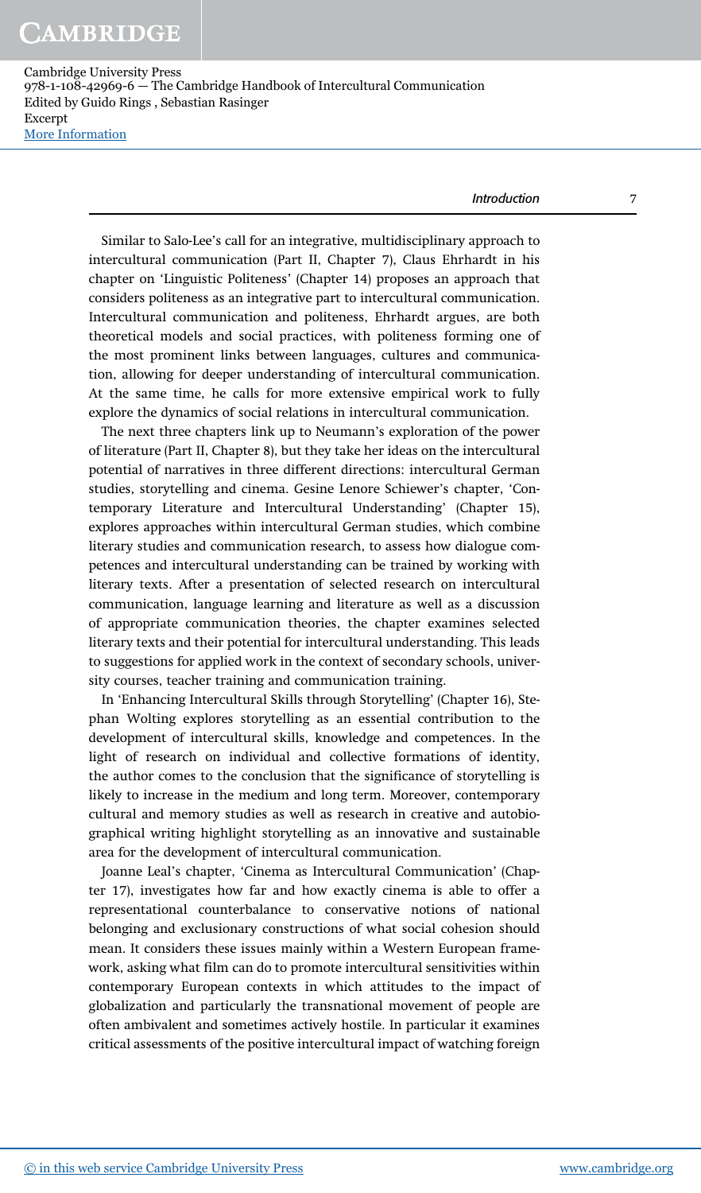Similar to Salo-Lee's call for an integrative, multidisciplinary approach to intercultural communication (Part II, Chapter 7), Claus Ehrhardt in his chapter on 'Linguistic Politeness' (Chapter 14) proposes an approach that considers politeness as an integrative part to intercultural communication. Intercultural communication and politeness, Ehrhardt argues, are both theoretical models and social practices, with politeness forming one of the most prominent links between languages, cultures and communication, allowing for deeper understanding of intercultural communication. At the same time, he calls for more extensive empirical work to fully explore the dynamics of social relations in intercultural communication.

The next three chapters link up to Neumann's exploration of the power of literature (Part II, Chapter 8), but they take her ideas on the intercultural potential of narratives in three different directions: intercultural German studies, storytelling and cinema. Gesine Lenore Schiewer's chapter, 'Contemporary Literature and Intercultural Understanding' (Chapter 15), explores approaches within intercultural German studies, which combine literary studies and communication research, to assess how dialogue competences and intercultural understanding can be trained by working with literary texts. After a presentation of selected research on intercultural communication, language learning and literature as well as a discussion of appropriate communication theories, the chapter examines selected literary texts and their potential for intercultural understanding. This leads to suggestions for applied work in the context of secondary schools, university courses, teacher training and communication training.

In 'Enhancing Intercultural Skills through Storytelling' (Chapter 16), Stephan Wolting explores storytelling as an essential contribution to the development of intercultural skills, knowledge and competences. In the light of research on individual and collective formations of identity, the author comes to the conclusion that the significance of storytelling is likely to increase in the medium and long term. Moreover, contemporary cultural and memory studies as well as research in creative and autobiographical writing highlight storytelling as an innovative and sustainable area for the development of intercultural communication.

Joanne Leal's chapter, 'Cinema as Intercultural Communication' (Chapter 17), investigates how far and how exactly cinema is able to offer a representational counterbalance to conservative notions of national belonging and exclusionary constructions of what social cohesion should mean. It considers these issues mainly within a Western European framework, asking what film can do to promote intercultural sensitivities within contemporary European contexts in which attitudes to the impact of globalization and particularly the transnational movement of people are often ambivalent and sometimes actively hostile. In particular it examines critical assessments of the positive intercultural impact of watching foreign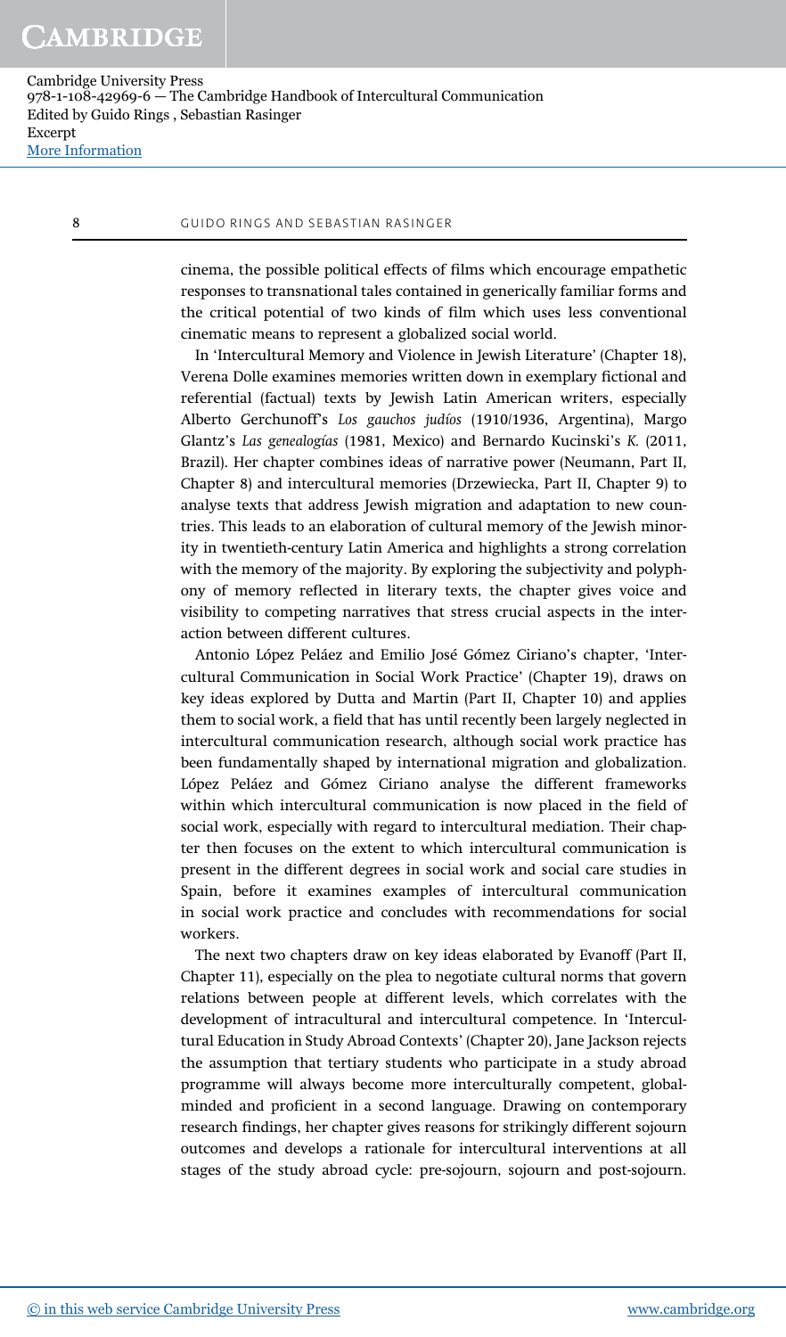cinema, the possible political effects of films which encourage empathetic responses to transnational tales contained in generically familiar forms and the critical potential of two kinds of film which uses less conventional cinematic means to represent a globalized social world.

In 'Intercultural Memory and Violence in Jewish Literature' (Chapter 18), Verena Dolle examines memories written down in exemplary fictional and referential (factual) texts by Jewish Latin American writers, especially Alberto Gerchunoff's *Los gauchos judíos* (1910/1936, Argentina), Margo Glantz's *Las genealogías* (1981, Mexico) and Bernardo Kucinski's *K.* (2011, Brazil). Her chapter combines ideas of narrative power (Neumann, Part II, Chapter 8) and intercultural memories (Drzewiecka, Part II, Chapter 9) to analyse texts that address Jewish migration and adaptation to new countries. This leads to an elaboration of cultural memory of the Jewish minority in twentieth-century Latin America and highlights a strong correlation with the memory of the majority. By exploring the subjectivity and polyphony of memory reflected in literary texts, the chapter gives voice and visibility to competing narratives that stress crucial aspects in the interaction between different cultures.

Antonio López Peláez and Emilio José Gómez Ciriano's chapter, 'Intercultural Communication in Social Work Practice' (Chapter 19), draws on key ideas explored by Dutta and Martin (Part II, Chapter 10) and applies them to social work, a field that has until recently been largely neglected in intercultural communication research, although social work practice has been fundamentally shaped by international migration and globalization. López Peláez and Gómez Ciriano analyse the different frameworks within which intercultural communication is now placed in the field of social work, especially with regard to intercultural mediation. Their chapter then focuses on the extent to which intercultural communication is present in the different degrees in social work and social care studies in Spain, before it examines examples of intercultural communication in social work practice and concludes with recommendations for social workers.

The next two chapters draw on key ideas elaborated by Evanoff (Part II, Chapter 11), especially on the plea to negotiate cultural norms that govern relations between people at different levels, which correlates with the development of intracultural and intercultural competence. In 'Intercultural Education in Study Abroad Contexts' (Chapter 20), Jane Jackson rejects the assumption that tertiary students who participate in a study abroad programme will always become more interculturally competent, global-minded and proficient in a second language. Drawing on contemporary research findings, her chapter gives reasons for strikingly different sojourn outcomes and develops a rationale for intercultural interventions at all stages of the study abroad cycle: pre-sojourn, sojourn and post-sojourn.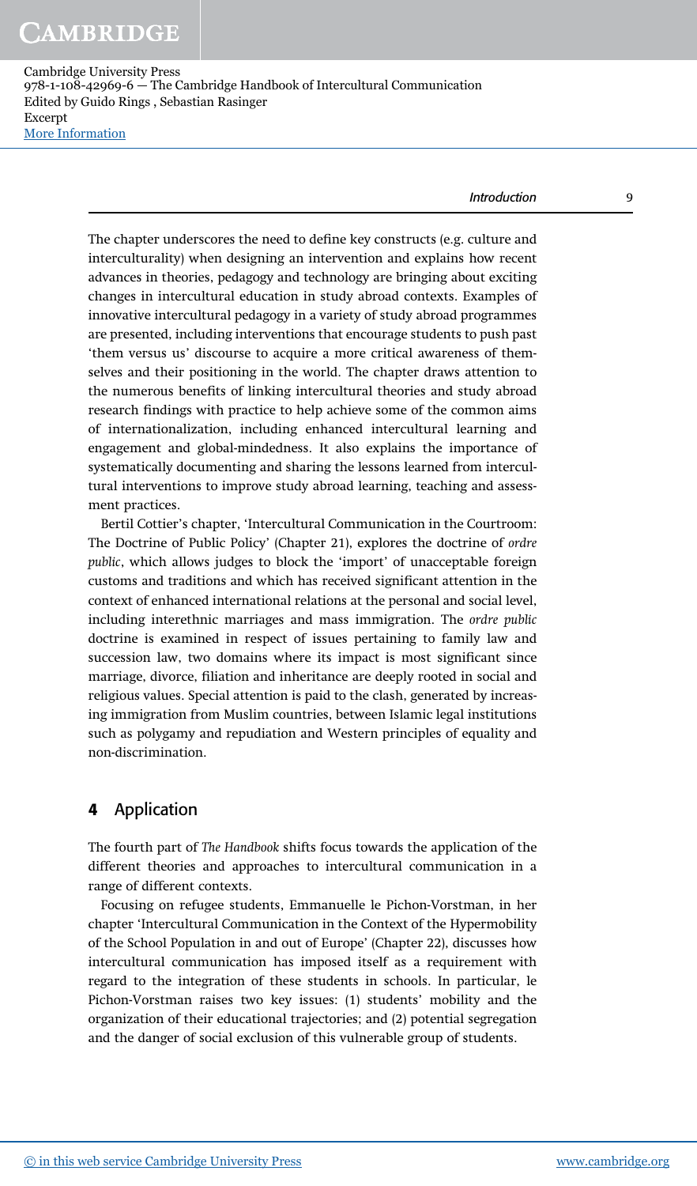The chapter underscores the need to define key constructs (e.g. culture and interculturality) when designing an intervention and explains how recent advances in theories, pedagogy and technology are bringing about exciting changes in intercultural education in study abroad contexts. Examples of innovative intercultural pedagogy in a variety of study abroad programmes are presented, including interventions that encourage students to push past 'them versus us' discourse to acquire a more critical awareness of themselves and their positioning in the world. The chapter draws attention to the numerous benefits of linking intercultural theories and study abroad research findings with practice to help achieve some of the common aims of internationalization, including enhanced intercultural learning and engagement and global-mindedness. It also explains the importance of systematically documenting and sharing the lessons learned from intercultural interventions to improve study abroad learning, teaching and assessment practices.

Bertil Cottier's chapter, 'Intercultural Communication in the Courtroom: The Doctrine of Public Policy' (Chapter 21), explores the doctrine of *ordre public*, which allows judges to block the 'import' of unacceptable foreign customs and traditions and which has received significant attention in the context of enhanced international relations at the personal and social level, including interethnic marriages and mass immigration. The *ordre public* doctrine is examined in respect of issues pertaining to family law and succession law, two domains where its impact is most significant since marriage, divorce, filiation and inheritance are deeply rooted in social and religious values. Special attention is paid to the clash, generated by increasing immigration from Muslim countries, between Islamic legal institutions such as polygamy and repudiation and Western principles of equality and non-discrimination.

## 4 Application

The fourth part of *The Handbook* shifts focus towards the application of the different theories and approaches to intercultural communication in a range of different contexts.

Focusing on refugee students, Emmanuelle le Pichon-Vorstman, in her chapter 'Intercultural Communication in the Context of the Hypermobility of the School Population in and out of Europe' (Chapter 22), discusses how intercultural communication has imposed itself as a requirement with regard to the integration of these students in schools. In particular, le Pichon-Vorstman raises two key issues: (1) students' mobility and the organization of their educational trajectories; and (2) potential segregation and the danger of social exclusion of this vulnerable group of students.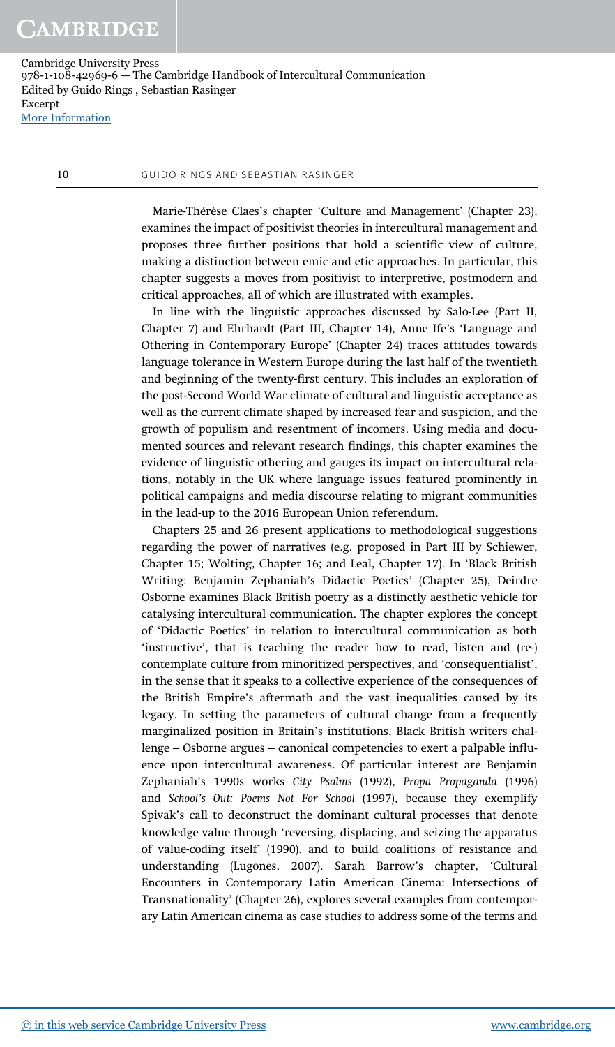Marie-Thérèse Claes's chapter 'Culture and Management' (Chapter 23), examines the impact of positivist theories in intercultural management and proposes three further positions that hold a scientific view of culture, making a distinction between emic and etic approaches. In particular, this chapter suggests a moves from positivist to interpretive, postmodern and critical approaches, all of which are illustrated with examples.

In line with the linguistic approaches discussed by Salo-Lee (Part II, Chapter 7) and Ehrhardt (Part III, Chapter 14), Anne Ife's 'Language and Othering in Contemporary Europe' (Chapter 24) traces attitudes towards language tolerance in Western Europe during the last half of the twentieth and beginning of the twenty-first century. This includes an exploration of the post-Second World War climate of cultural and linguistic acceptance as well as the current climate shaped by increased fear and suspicion, and the growth of populism and resentment of incomers. Using media and documented sources and relevant research findings, this chapter examines the evidence of linguistic othering and gauges its impact on intercultural relations, notably in the UK where language issues featured prominently in political campaigns and media discourse relating to migrant communities in the lead-up to the 2016 European Union referendum.

Chapters 25 and 26 present applications to methodological suggestions regarding the power of narratives (e.g. proposed in Part III by Schiewer, Chapter 15; Wolting, Chapter 16; and Leal, Chapter 17). In 'Black British Writing: Benjamin Zephaniah's Didactic Poetics' (Chapter 25), Deirdre Osborne examines Black British poetry as a distinctly aesthetic vehicle for catalysing intercultural communication. The chapter explores the concept of 'Didactic Poetics' in relation to intercultural communication as both 'instructive', that is teaching the reader how to read, listen and (re-) contemplate culture from minoritized perspectives, and 'consequentialist', in the sense that it speaks to a collective experience of the consequences of the British Empire's aftermath and the vast inequalities caused by its legacy. In setting the parameters of cultural change from a frequently marginalized position in Britain's institutions, Black British writers challenge – Osborne argues – canonical competencies to exert a palpable influence upon intercultural awareness. Of particular interest are Benjamin Zephaniah's 1990s works *City Psalms* (1992), *Propa Propaganda* (1996) and *School's Out: Poems Not For School* (1997), because they exemplify Spivak's call to deconstruct the dominant cultural processes that denote knowledge value through 'reversing, displacing, and seizing the apparatus of value-coding itself' (1990), and to build coalitions of resistance and understanding (Lugones, 2007). Sarah Barrow's chapter, 'Cultural Encounters in Contemporary Latin American Cinema: Intersections of Transnationality' (Chapter 26), explores several examples from contemporary Latin American cinema as case studies to address some of the terms and